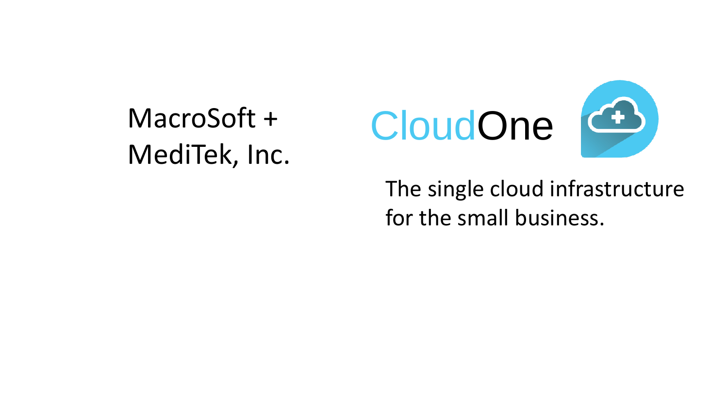MacroSoft + MediTek, Inc.

# CloudOne

The single cloud infrastructure for the small business.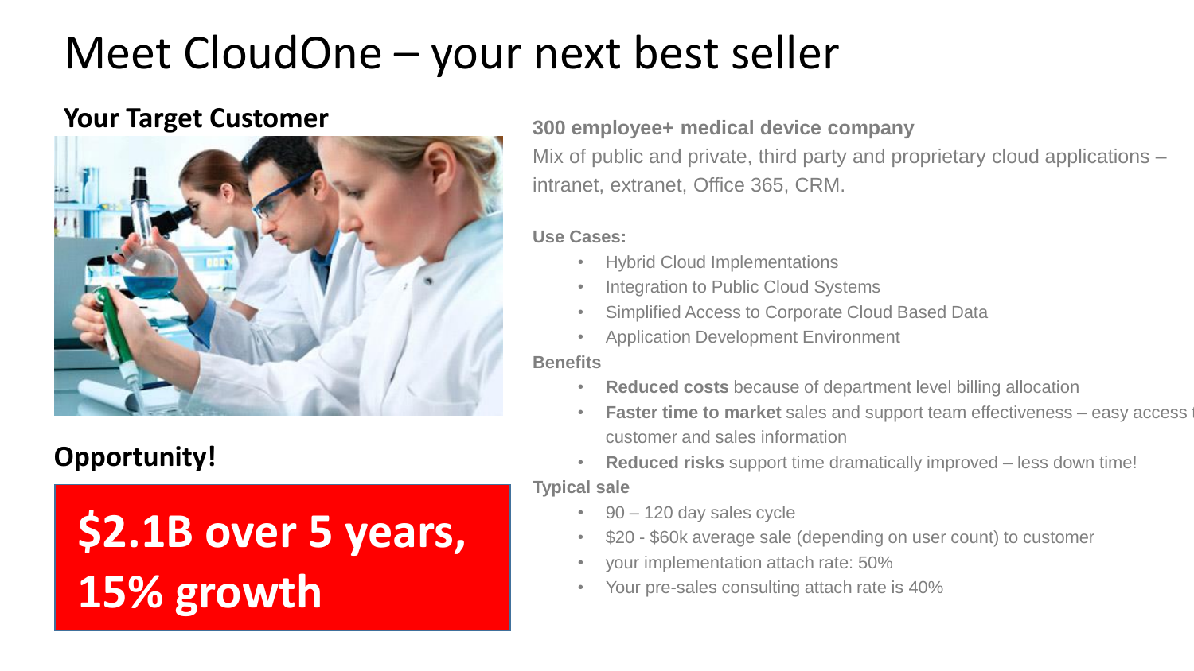# Meet CloudOne – your next best seller

## Your Target Customer

**300 employee+ medical device company**

Mix of public and private, third party and proprietary cloud applications – intranet, extranet, Office 365, CRM.

**Use Cases:**

- Hybrid Cloud Implementations
- Integration to Public Cloud Systems
- Simplified Access to Corporate Cloud Based Data
- Application Development Environment

**Benefits**

- **Reduced costs** because of department level billing allocation
- **Faster time to market** sales and support team effectiveness – easy access t customer and sales information
- **Reduced risks** support time dramatically improved – less down time!

**Typical sale**

- 90 – 120 day sales cycle
- $20 - $60k average sale (depending on user count) to customer
- your implementation attach rate: 50%
- Your pre-sales consulting attach rate is 40%

## Opportunity!

**$2.1B over 5 years, 15% growth**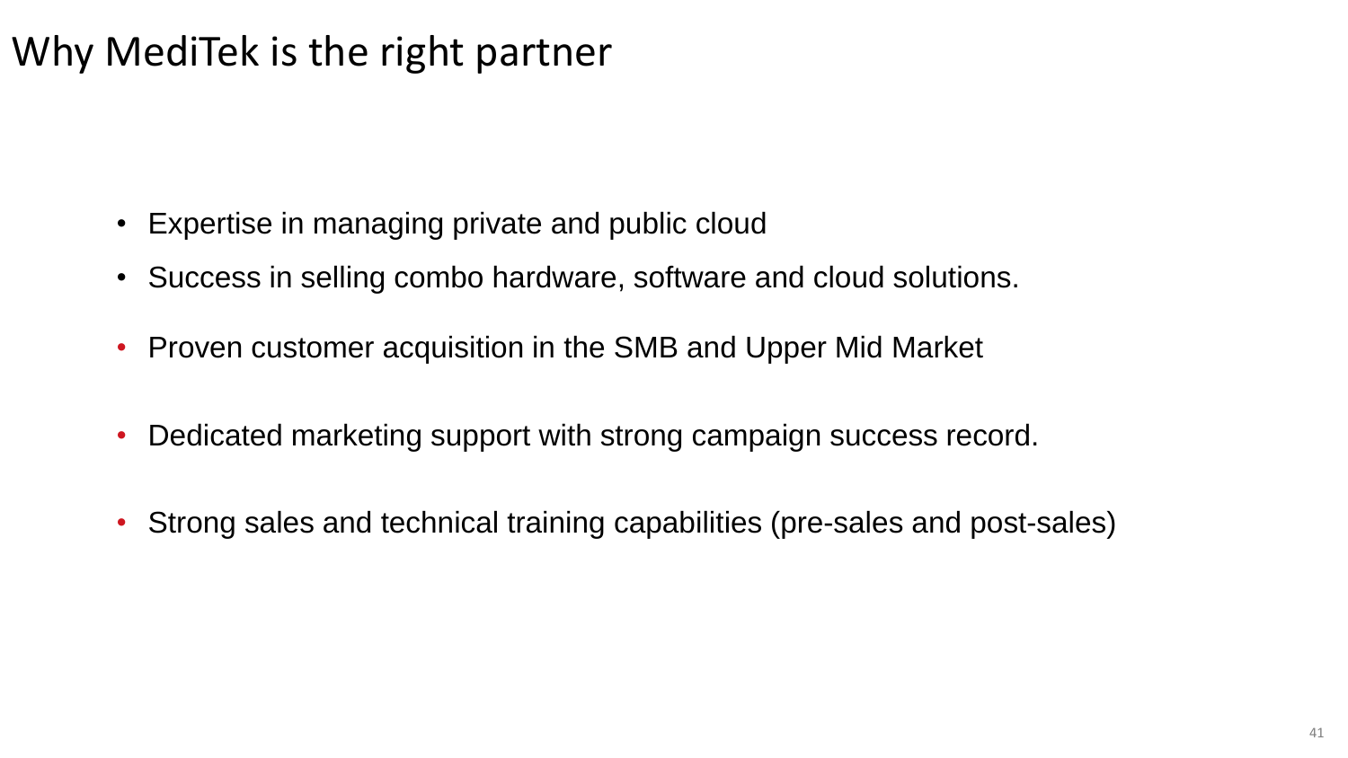# Why MediTek is the right partner

- Expertise in managing private and public cloud
- Success in selling combo hardware, software and cloud solutions.
- Proven customer acquisition in the SMB and Upper Mid Market
- Dedicated marketing support with strong campaign success record.
- Strong sales and technical training capabilities (pre-sales and post-sales)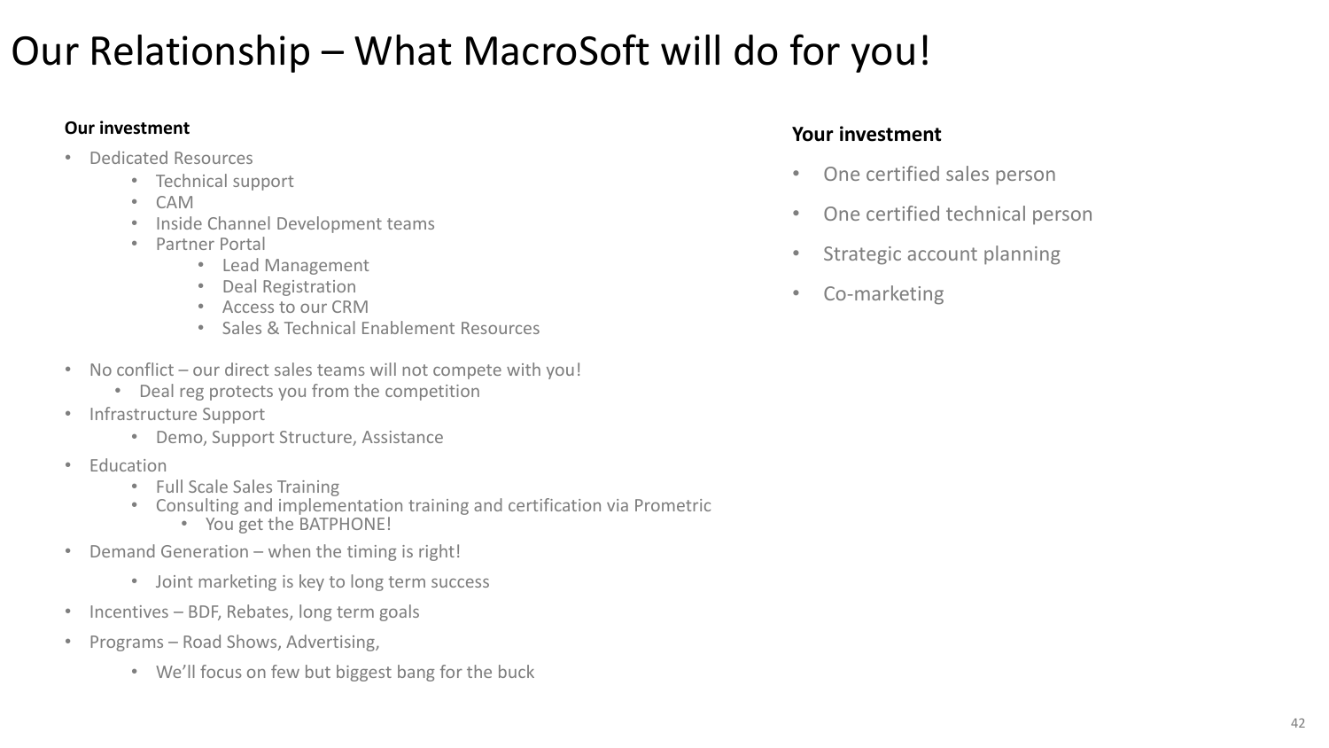# Our Relationship – What MacroSoft will do for you!

**Our investment**

- Dedicated Resources
    - Technical support
    - CAM
    - Inside Channel Development teams
    - Partner Portal
        - Lead Management
        - Deal Registration
        - Access to our CRM
        - Sales & Technical Enablement Resources
- No conflict – our direct sales teams will not compete with you!
    - Deal reg protects you from the competition
- Infrastructure Support
    - Demo, Support Structure, Assistance
- Education
    - Full Scale Sales Training
    - Consulting and implementation training and certification via Prometric
        - You get the BATPHONE!
- Demand Generation – when the timing is right!
    - Joint marketing is key to long term success
- Incentives – BDF, Rebates, long term goals
- Programs – Road Shows, Advertising,
    - We'll focus on few but biggest bang for the buck

**Your investment**

- One certified sales person
- One certified technical person
- Strategic account planning
- Co-marketing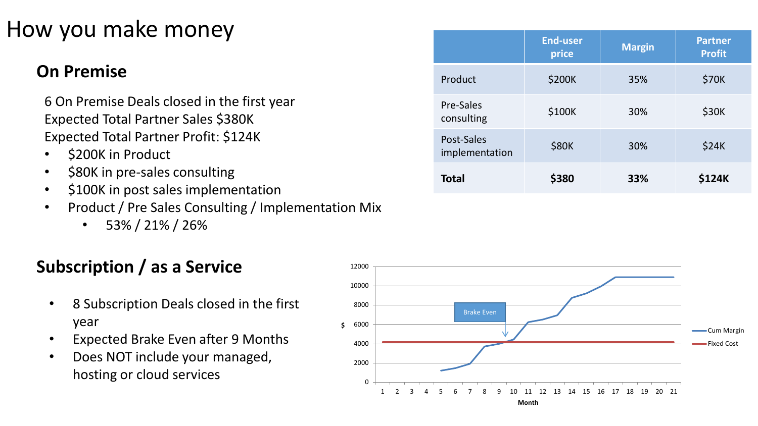# How you make money

## On Premise

6 On Premise Deals closed in the first year
Expected Total Partner Sales $380K
Expected Total Partner Profit: $124K

- $200K in Product
- $80K in pre-sales consulting
- $100K in post sales implementation
- Product / Pre Sales Consulting / Implementation Mix
  - 53% / 21% / 26%

| | End-user price | Margin | Partner Profit |
|---|---|---|---|
| Product | $200K | 35% | $70K |
| Pre-Sales consulting | $100K | 30% | $30K |
| Post-Sales implementation | $80K | 30% | $24K |
| **Total** | **$380** | **33%** | **$124K** |

## Subscription / as a Service

- 8 Subscription Deals closed in the first year
- Expected Brake Even after 9 Months
- Does NOT include your managed, hosting or cloud services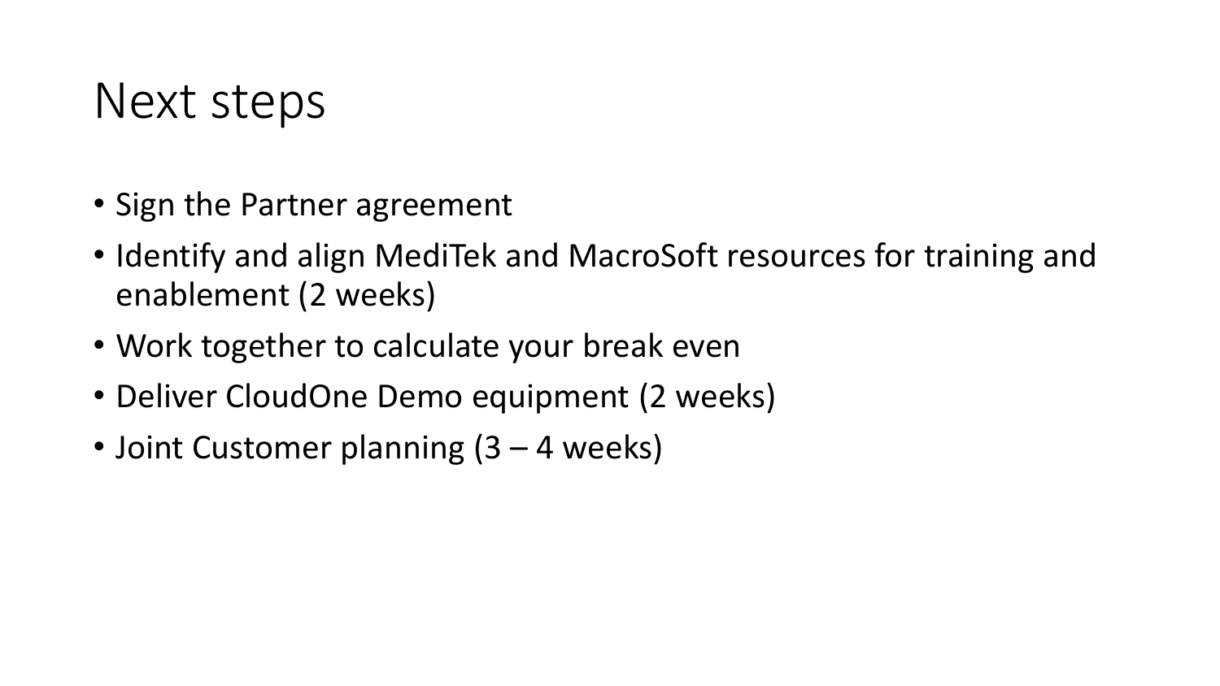# Next steps

- Sign the Partner agreement
- Identify and align MediTek and MacroSoft resources for training and enablement (2 weeks)
- Work together to calculate your break even
- Deliver CloudOne Demo equipment (2 weeks)
- Joint Customer planning (3 – 4 weeks)